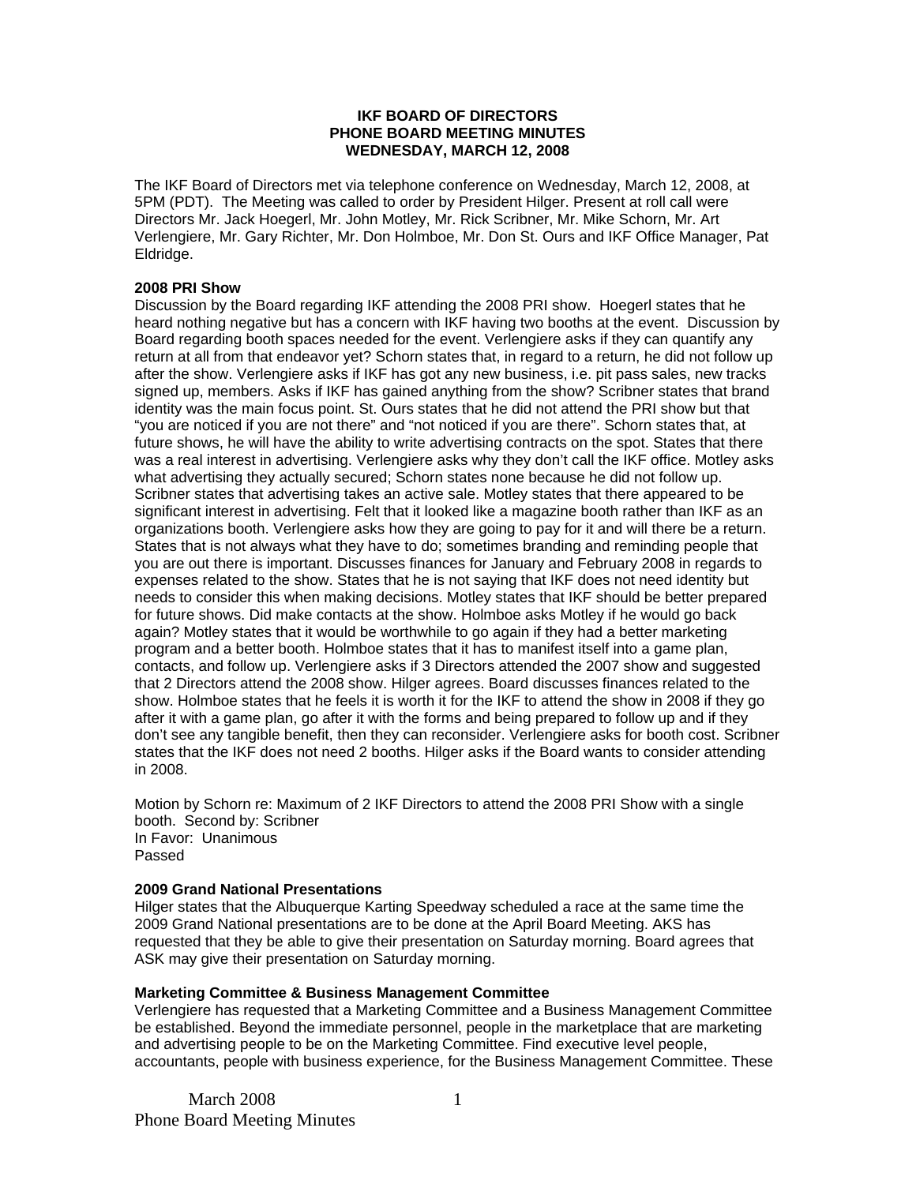**IKF BOARD OF DIRECTORS**
**PHONE BOARD MEETING MINUTES**
**WEDNESDAY, MARCH 12, 2008**

The IKF Board of Directors met via telephone conference on Wednesday, March 12, 2008, at 5PM (PDT). The Meeting was called to order by President Hilger. Present at roll call were Directors Mr. Jack Hoegerl, Mr. John Motley, Mr. Rick Scribner, Mr. Mike Schorn, Mr. Art Verlengiere, Mr. Gary Richter, Mr. Don Holmboe, Mr. Don St. Ours and IKF Office Manager, Pat Eldridge.

**2008 PRI Show**

Discussion by the Board regarding IKF attending the 2008 PRI show. Hoegerl states that he heard nothing negative but has a concern with IKF having two booths at the event. Discussion by Board regarding booth spaces needed for the event. Verlengiere asks if they can quantify any return at all from that endeavor yet? Schorn states that, in regard to a return, he did not follow up after the show. Verlengiere asks if IKF has got any new business, i.e. pit pass sales, new tracks signed up, members. Asks if IKF has gained anything from the show? Scribner states that brand identity was the main focus point. St. Ours states that he did not attend the PRI show but that "you are noticed if you are not there" and "not noticed if you are there". Schorn states that, at future shows, he will have the ability to write advertising contracts on the spot. States that there was a real interest in advertising. Verlengiere asks why they don't call the IKF office. Motley asks what advertising they actually secured; Schorn states none because he did not follow up. Scribner states that advertising takes an active sale. Motley states that there appeared to be significant interest in advertising. Felt that it looked like a magazine booth rather than IKF as an organizations booth. Verlengiere asks how they are going to pay for it and will there be a return. States that is not always what they have to do; sometimes branding and reminding people that you are out there is important. Discusses finances for January and February 2008 in regards to expenses related to the show. States that he is not saying that IKF does not need identity but needs to consider this when making decisions. Motley states that IKF should be better prepared for future shows. Did make contacts at the show. Holmboe asks Motley if he would go back again? Motley states that it would be worthwhile to go again if they had a better marketing program and a better booth. Holmboe states that it has to manifest itself into a game plan, contacts, and follow up. Verlengiere asks if 3 Directors attended the 2007 show and suggested that 2 Directors attend the 2008 show. Hilger agrees. Board discusses finances related to the show. Holmboe states that he feels it is worth it for the IKF to attend the show in 2008 if they go after it with a game plan, go after it with the forms and being prepared to follow up and if they don't see any tangible benefit, then they can reconsider. Verlengiere asks for booth cost. Scribner states that the IKF does not need 2 booths. Hilger asks if the Board wants to consider attending in 2008.

Motion by Schorn re: Maximum of 2 IKF Directors to attend the 2008 PRI Show with a single booth. Second by: Scribner
In Favor: Unanimous
Passed

**2009 Grand National Presentations**

Hilger states that the Albuquerque Karting Speedway scheduled a race at the same time the 2009 Grand National presentations are to be done at the April Board Meeting. AKS has requested that they be able to give their presentation on Saturday morning. Board agrees that ASK may give their presentation on Saturday morning.

**Marketing Committee & Business Management Committee**

Verlengiere has requested that a Marketing Committee and a Business Management Committee be established. Beyond the immediate personnel, people in the marketplace that are marketing and advertising people to be on the Marketing Committee. Find executive level people, accountants, people with business experience, for the Business Management Committee. These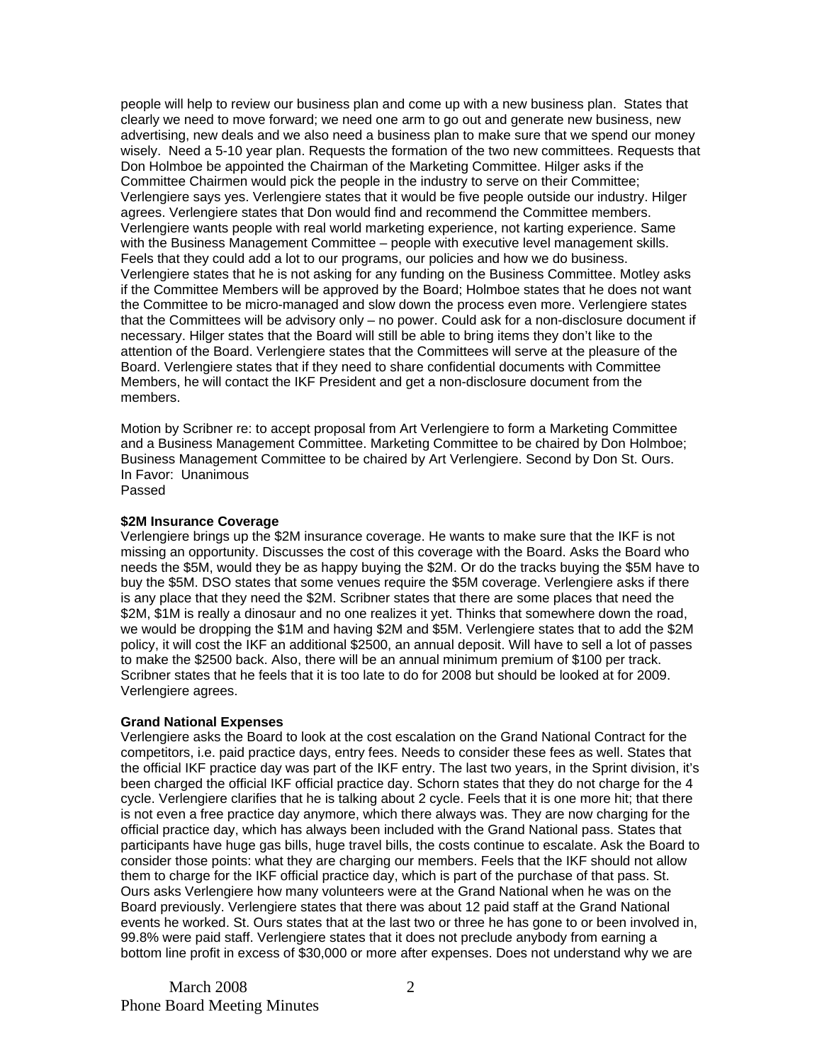people will help to review our business plan and come up with a new business plan. States that clearly we need to move forward; we need one arm to go out and generate new business, new advertising, new deals and we also need a business plan to make sure that we spend our money wisely. Need a 5-10 year plan. Requests the formation of the two new committees. Requests that Don Holmboe be appointed the Chairman of the Marketing Committee. Hilger asks if the Committee Chairmen would pick the people in the industry to serve on their Committee; Verlengiere says yes. Verlengiere states that it would be five people outside our industry. Hilger agrees. Verlengiere states that Don would find and recommend the Committee members. Verlengiere wants people with real world marketing experience, not karting experience. Same with the Business Management Committee – people with executive level management skills. Feels that they could add a lot to our programs, our policies and how we do business. Verlengiere states that he is not asking for any funding on the Business Committee. Motley asks if the Committee Members will be approved by the Board; Holmboe states that he does not want the Committee to be micro-managed and slow down the process even more. Verlengiere states that the Committees will be advisory only – no power. Could ask for a non-disclosure document if necessary. Hilger states that the Board will still be able to bring items they don't like to the attention of the Board. Verlengiere states that the Committees will serve at the pleasure of the Board. Verlengiere states that if they need to share confidential documents with Committee Members, he will contact the IKF President and get a non-disclosure document from the members.

Motion by Scribner re: to accept proposal from Art Verlengiere to form a Marketing Committee and a Business Management Committee. Marketing Committee to be chaired by Don Holmboe; Business Management Committee to be chaired by Art Verlengiere. Second by Don St. Ours.
In Favor: Unanimous
Passed

**$2M Insurance Coverage**
Verlengiere brings up the $2M insurance coverage. He wants to make sure that the IKF is not missing an opportunity. Discusses the cost of this coverage with the Board. Asks the Board who needs the $5M, would they be as happy buying the $2M. Or do the tracks buying the $5M have to buy the $5M. DSO states that some venues require the $5M coverage. Verlengiere asks if there is any place that they need the $2M. Scribner states that there are some places that need the $2M, $1M is really a dinosaur and no one realizes it yet. Thinks that somewhere down the road, we would be dropping the $1M and having $2M and $5M. Verlengiere states that to add the $2M policy, it will cost the IKF an additional $2500, an annual deposit. Will have to sell a lot of passes to make the $2500 back. Also, there will be an annual minimum premium of $100 per track. Scribner states that he feels that it is too late to do for 2008 but should be looked at for 2009. Verlengiere agrees.

**Grand National Expenses**
Verlengiere asks the Board to look at the cost escalation on the Grand National Contract for the competitors, i.e. paid practice days, entry fees. Needs to consider these fees as well. States that the official IKF practice day was part of the IKF entry. The last two years, in the Sprint division, it's been charged the official IKF official practice day. Schorn states that they do not charge for the 4 cycle. Verlengiere clarifies that he is talking about 2 cycle. Feels that it is one more hit; that there is not even a free practice day anymore, which there always was. They are now charging for the official practice day, which has always been included with the Grand National pass. States that participants have huge gas bills, huge travel bills, the costs continue to escalate. Ask the Board to consider those points: what they are charging our members. Feels that the IKF should not allow them to charge for the IKF official practice day, which is part of the purchase of that pass. St. Ours asks Verlengiere how many volunteers were at the Grand National when he was on the Board previously. Verlengiere states that there was about 12 paid staff at the Grand National events he worked. St. Ours states that at the last two or three he has gone to or been involved in, 99.8% were paid staff. Verlengiere states that it does not preclude anybody from earning a bottom line profit in excess of $30,000 or more after expenses. Does not understand why we are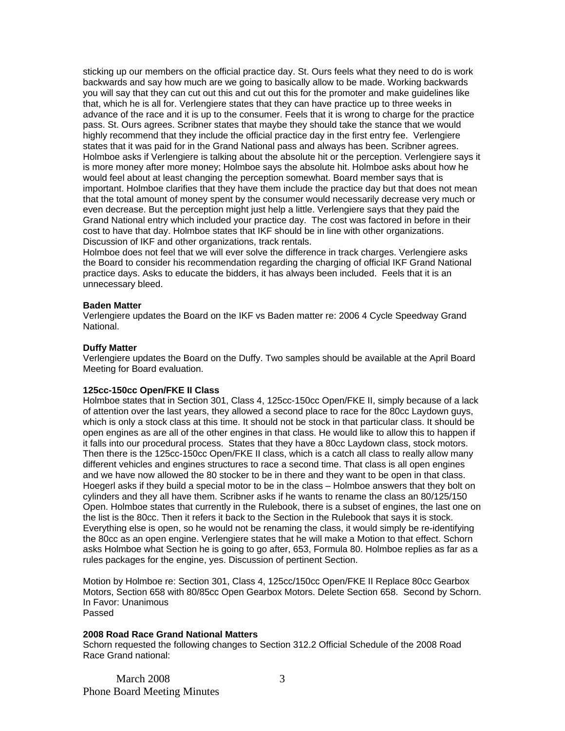sticking up our members on the official practice day. St. Ours feels what they need to do is work backwards and say how much are we going to basically allow to be made. Working backwards you will say that they can cut out this and cut out this for the promoter and make guidelines like that, which he is all for. Verlengiere states that they can have practice up to three weeks in advance of the race and it is up to the consumer. Feels that it is wrong to charge for the practice pass. St. Ours agrees. Scribner states that maybe they should take the stance that we would highly recommend that they include the official practice day in the first entry fee. Verlengiere states that it was paid for in the Grand National pass and always has been. Scribner agrees. Holmboe asks if Verlengiere is talking about the absolute hit or the perception. Verlengiere says it is more money after more money; Holmboe says the absolute hit. Holmboe asks about how he would feel about at least changing the perception somewhat. Board member says that is important. Holmboe clarifies that they have them include the practice day but that does not mean that the total amount of money spent by the consumer would necessarily decrease very much or even decrease. But the perception might just help a little. Verlengiere says that they paid the Grand National entry which included your practice day. The cost was factored in before in their cost to have that day. Holmboe states that IKF should be in line with other organizations. Discussion of IKF and other organizations, track rentals.
Holmboe does not feel that we will ever solve the difference in track charges. Verlengiere asks the Board to consider his recommendation regarding the charging of official IKF Grand National practice days. Asks to educate the bidders, it has always been included. Feels that it is an unnecessary bleed.

**Baden Matter**
Verlengiere updates the Board on the IKF vs Baden matter re: 2006 4 Cycle Speedway Grand National.

**Duffy Matter**
Verlengiere updates the Board on the Duffy. Two samples should be available at the April Board Meeting for Board evaluation.

**125cc-150cc Open/FKE II Class**
Holmboe states that in Section 301, Class 4, 125cc-150cc Open/FKE II, simply because of a lack of attention over the last years, they allowed a second place to race for the 80cc Laydown guys, which is only a stock class at this time. It should not be stock in that particular class. It should be open engines as are all of the other engines in that class. He would like to allow this to happen if it falls into our procedural process. States that they have a 80cc Laydown class, stock motors. Then there is the 125cc-150cc Open/FKE II class, which is a catch all class to really allow many different vehicles and engines structures to race a second time. That class is all open engines and we have now allowed the 80 stocker to be in there and they want to be open in that class. Hoegerl asks if they build a special motor to be in the class – Holmboe answers that they bolt on cylinders and they all have them. Scribner asks if he wants to rename the class an 80/125/150 Open. Holmboe states that currently in the Rulebook, there is a subset of engines, the last one on the list is the 80cc. Then it refers it back to the Section in the Rulebook that says it is stock. Everything else is open, so he would not be renaming the class, it would simply be re-identifying the 80cc as an open engine. Verlengiere states that he will make a Motion to that effect. Schorn asks Holmboe what Section he is going to go after, 653, Formula 80. Holmboe replies as far as a rules packages for the engine, yes. Discussion of pertinent Section.

Motion by Holmboe re: Section 301, Class 4, 125cc/150cc Open/FKE II Replace 80cc Gearbox Motors, Section 658 with 80/85cc Open Gearbox Motors. Delete Section 658. Second by Schorn.
In Favor: Unanimous
Passed

**2008 Road Race Grand National Matters**
Schorn requested the following changes to Section 312.2 Official Schedule of the 2008 Road Race Grand national: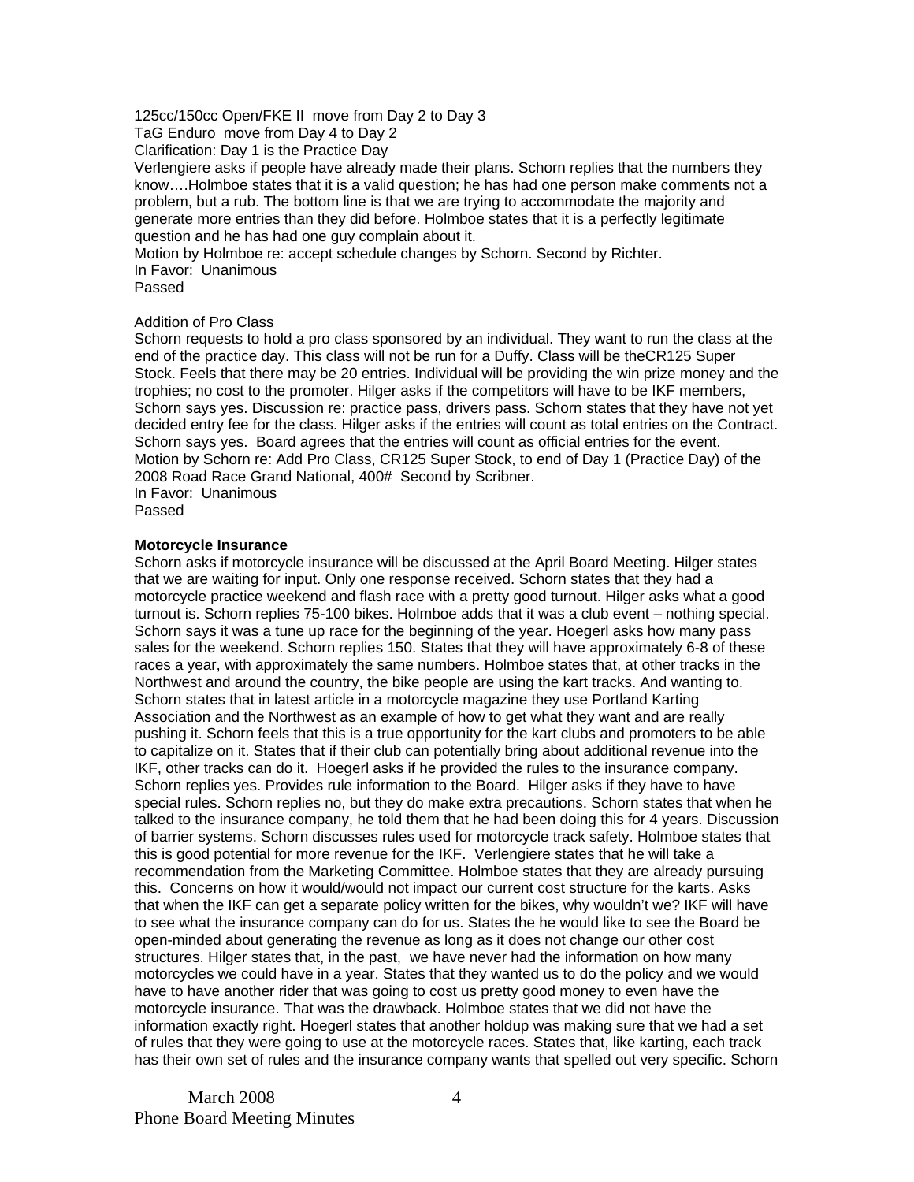125cc/150cc Open/FKE II move from Day 2 to Day 3
TaG Enduro move from Day 4 to Day 2
Clarification: Day 1 is the Practice Day
Verlengiere asks if people have already made their plans. Schorn replies that the numbers they know….Holmboe states that it is a valid question; he has had one person make comments not a problem, but a rub. The bottom line is that we are trying to accommodate the majority and generate more entries than they did before. Holmboe states that it is a perfectly legitimate question and he has had one guy complain about it.
Motion by Holmboe re: accept schedule changes by Schorn. Second by Richter.
In Favor: Unanimous
Passed

Addition of Pro Class
Schorn requests to hold a pro class sponsored by an individual. They want to run the class at the end of the practice day. This class will not be run for a Duffy. Class will be theCR125 Super Stock. Feels that there may be 20 entries. Individual will be providing the win prize money and the trophies; no cost to the promoter. Hilger asks if the competitors will have to be IKF members, Schorn says yes. Discussion re: practice pass, drivers pass. Schorn states that they have not yet decided entry fee for the class. Hilger asks if the entries will count as total entries on the Contract. Schorn says yes. Board agrees that the entries will count as official entries for the event.
Motion by Schorn re: Add Pro Class, CR125 Super Stock, to end of Day 1 (Practice Day) of the 2008 Road Race Grand National, 400# Second by Scribner.
In Favor: Unanimous
Passed

**Motorcycle Insurance**
Schorn asks if motorcycle insurance will be discussed at the April Board Meeting. Hilger states that we are waiting for input. Only one response received. Schorn states that they had a motorcycle practice weekend and flash race with a pretty good turnout. Hilger asks what a good turnout is. Schorn replies 75-100 bikes. Holmboe adds that it was a club event – nothing special. Schorn says it was a tune up race for the beginning of the year. Hoegerl asks how many pass sales for the weekend. Schorn replies 150. States that they will have approximately 6-8 of these races a year, with approximately the same numbers. Holmboe states that, at other tracks in the Northwest and around the country, the bike people are using the kart tracks. And wanting to. Schorn states that in latest article in a motorcycle magazine they use Portland Karting Association and the Northwest as an example of how to get what they want and are really pushing it. Schorn feels that this is a true opportunity for the kart clubs and promoters to be able to capitalize on it. States that if their club can potentially bring about additional revenue into the IKF, other tracks can do it. Hoegerl asks if he provided the rules to the insurance company. Schorn replies yes. Provides rule information to the Board. Hilger asks if they have to have special rules. Schorn replies no, but they do make extra precautions. Schorn states that when he talked to the insurance company, he told them that he had been doing this for 4 years. Discussion of barrier systems. Schorn discusses rules used for motorcycle track safety. Holmboe states that this is good potential for more revenue for the IKF. Verlengiere states that he will take a recommendation from the Marketing Committee. Holmboe states that they are already pursuing this. Concerns on how it would/would not impact our current cost structure for the karts. Asks that when the IKF can get a separate policy written for the bikes, why wouldn't we? IKF will have to see what the insurance company can do for us. States the he would like to see the Board be open-minded about generating the revenue as long as it does not change our other cost structures. Hilger states that, in the past, we have never had the information on how many motorcycles we could have in a year. States that they wanted us to do the policy and we would have to have another rider that was going to cost us pretty good money to even have the motorcycle insurance. That was the drawback. Holmboe states that we did not have the information exactly right. Hoegerl states that another holdup was making sure that we had a set of rules that they were going to use at the motorcycle races. States that, like karting, each track has their own set of rules and the insurance company wants that spelled out very specific. Schorn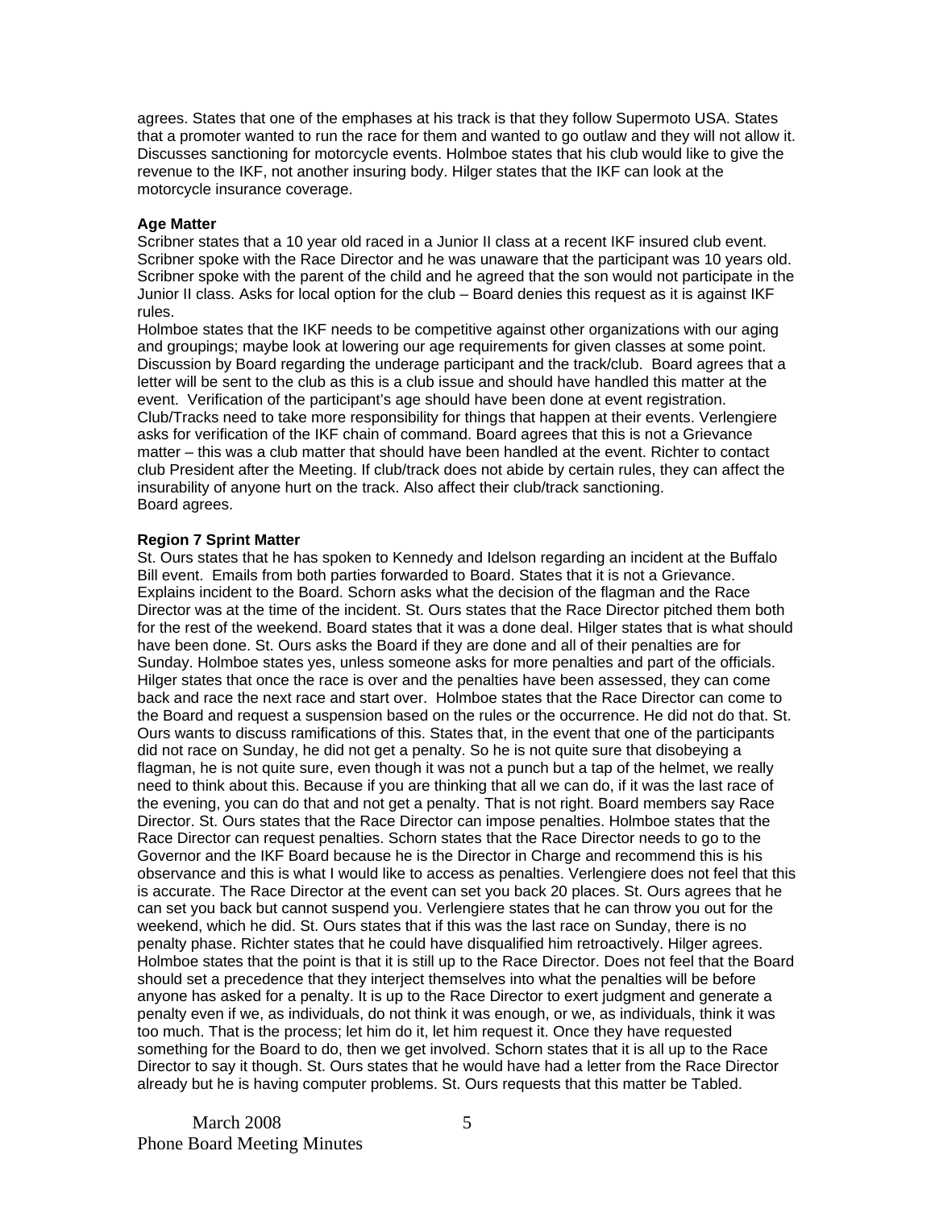agrees. States that one of the emphases at his track is that they follow Supermoto USA. States that a promoter wanted to run the race for them and wanted to go outlaw and they will not allow it. Discusses sanctioning for motorcycle events. Holmboe states that his club would like to give the revenue to the IKF, not another insuring body. Hilger states that the IKF can look at the motorcycle insurance coverage.

**Age Matter**

Scribner states that a 10 year old raced in a Junior II class at a recent IKF insured club event. Scribner spoke with the Race Director and he was unaware that the participant was 10 years old. Scribner spoke with the parent of the child and he agreed that the son would not participate in the Junior II class. Asks for local option for the club – Board denies this request as it is against IKF rules.

Holmboe states that the IKF needs to be competitive against other organizations with our aging and groupings; maybe look at lowering our age requirements for given classes at some point. Discussion by Board regarding the underage participant and the track/club. Board agrees that a letter will be sent to the club as this is a club issue and should have handled this matter at the event. Verification of the participant's age should have been done at event registration. Club/Tracks need to take more responsibility for things that happen at their events. Verlengiere asks for verification of the IKF chain of command. Board agrees that this is not a Grievance matter – this was a club matter that should have been handled at the event. Richter to contact club President after the Meeting. If club/track does not abide by certain rules, they can affect the insurability of anyone hurt on the track. Also affect their club/track sanctioning.

Board agrees.

**Region 7 Sprint Matter**

St. Ours states that he has spoken to Kennedy and Idelson regarding an incident at the Buffalo Bill event. Emails from both parties forwarded to Board. States that it is not a Grievance. Explains incident to the Board. Schorn asks what the decision of the flagman and the Race Director was at the time of the incident. St. Ours states that the Race Director pitched them both for the rest of the weekend. Board states that it was a done deal. Hilger states that is what should have been done. St. Ours asks the Board if they are done and all of their penalties are for Sunday. Holmboe states yes, unless someone asks for more penalties and part of the officials. Hilger states that once the race is over and the penalties have been assessed, they can come back and race the next race and start over. Holmboe states that the Race Director can come to the Board and request a suspension based on the rules or the occurrence. He did not do that. St. Ours wants to discuss ramifications of this. States that, in the event that one of the participants did not race on Sunday, he did not get a penalty. So he is not quite sure that disobeying a flagman, he is not quite sure, even though it was not a punch but a tap of the helmet, we really need to think about this. Because if you are thinking that all we can do, if it was the last race of the evening, you can do that and not get a penalty. That is not right. Board members say Race Director. St. Ours states that the Race Director can impose penalties. Holmboe states that the Race Director can request penalties. Schorn states that the Race Director needs to go to the Governor and the IKF Board because he is the Director in Charge and recommend this is his observance and this is what I would like to access as penalties. Verlengiere does not feel that this is accurate. The Race Director at the event can set you back 20 places. St. Ours agrees that he can set you back but cannot suspend you. Verlengiere states that he can throw you out for the weekend, which he did. St. Ours states that if this was the last race on Sunday, there is no penalty phase. Richter states that he could have disqualified him retroactively. Hilger agrees. Holmboe states that the point is that it is still up to the Race Director. Does not feel that the Board should set a precedence that they interject themselves into what the penalties will be before anyone has asked for a penalty. It is up to the Race Director to exert judgment and generate a penalty even if we, as individuals, do not think it was enough, or we, as individuals, think it was too much. That is the process; let him do it, let him request it. Once they have requested something for the Board to do, then we get involved. Schorn states that it is all up to the Race Director to say it though. St. Ours states that he would have had a letter from the Race Director already but he is having computer problems. St. Ours requests that this matter be Tabled.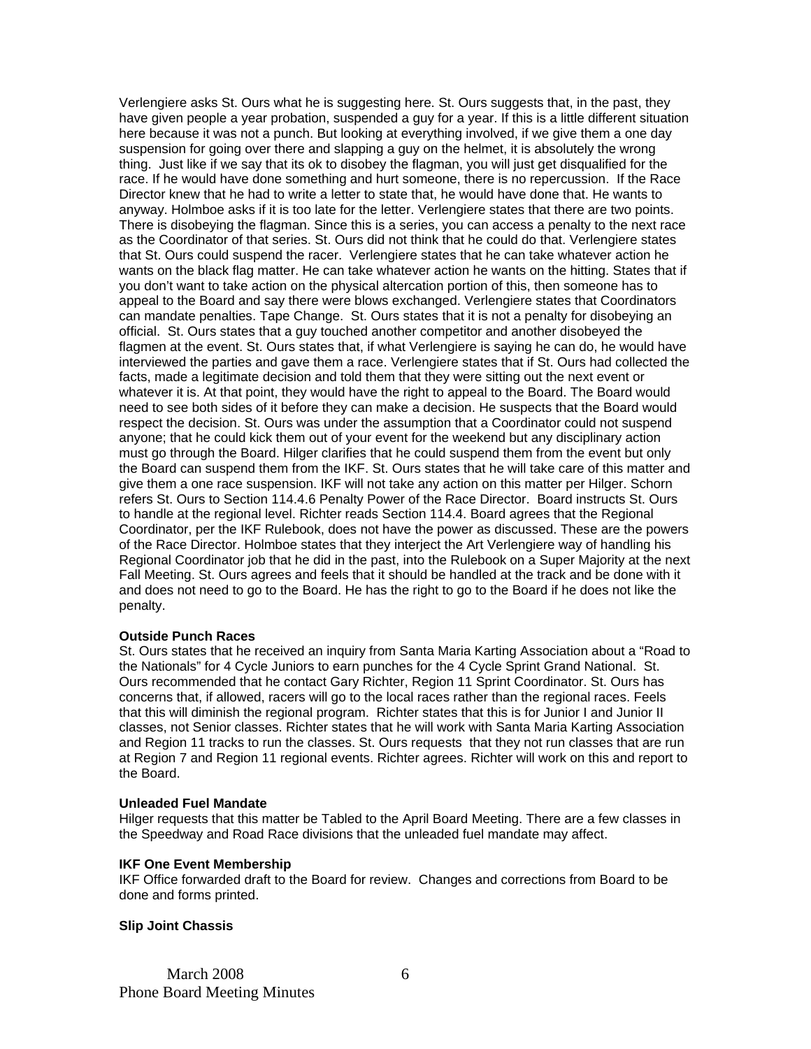Verlengiere asks St. Ours what he is suggesting here. St. Ours suggests that, in the past, they have given people a year probation, suspended a guy for a year. If this is a little different situation here because it was not a punch. But looking at everything involved, if we give them a one day suspension for going over there and slapping a guy on the helmet, it is absolutely the wrong thing. Just like if we say that its ok to disobey the flagman, you will just get disqualified for the race. If he would have done something and hurt someone, there is no repercussion. If the Race Director knew that he had to write a letter to state that, he would have done that. He wants to anyway. Holmboe asks if it is too late for the letter. Verlengiere states that there are two points. There is disobeying the flagman. Since this is a series, you can access a penalty to the next race as the Coordinator of that series. St. Ours did not think that he could do that. Verlengiere states that St. Ours could suspend the racer. Verlengiere states that he can take whatever action he wants on the black flag matter. He can take whatever action he wants on the hitting. States that if you don't want to take action on the physical altercation portion of this, then someone has to appeal to the Board and say there were blows exchanged. Verlengiere states that Coordinators can mandate penalties. Tape Change. St. Ours states that it is not a penalty for disobeying an official. St. Ours states that a guy touched another competitor and another disobeyed the flagmen at the event. St. Ours states that, if what Verlengiere is saying he can do, he would have interviewed the parties and gave them a race. Verlengiere states that if St. Ours had collected the facts, made a legitimate decision and told them that they were sitting out the next event or whatever it is. At that point, they would have the right to appeal to the Board. The Board would need to see both sides of it before they can make a decision. He suspects that the Board would respect the decision. St. Ours was under the assumption that a Coordinator could not suspend anyone; that he could kick them out of your event for the weekend but any disciplinary action must go through the Board. Hilger clarifies that he could suspend them from the event but only the Board can suspend them from the IKF. St. Ours states that he will take care of this matter and give them a one race suspension. IKF will not take any action on this matter per Hilger. Schorn refers St. Ours to Section 114.4.6 Penalty Power of the Race Director. Board instructs St. Ours to handle at the regional level. Richter reads Section 114.4. Board agrees that the Regional Coordinator, per the IKF Rulebook, does not have the power as discussed. These are the powers of the Race Director. Holmboe states that they interject the Art Verlengiere way of handling his Regional Coordinator job that he did in the past, into the Rulebook on a Super Majority at the next Fall Meeting. St. Ours agrees and feels that it should be handled at the track and be done with it and does not need to go to the Board. He has the right to go to the Board if he does not like the penalty.

**Outside Punch Races**

St. Ours states that he received an inquiry from Santa Maria Karting Association about a "Road to the Nationals" for 4 Cycle Juniors to earn punches for the 4 Cycle Sprint Grand National. St. Ours recommended that he contact Gary Richter, Region 11 Sprint Coordinator. St. Ours has concerns that, if allowed, racers will go to the local races rather than the regional races. Feels that this will diminish the regional program. Richter states that this is for Junior I and Junior II classes, not Senior classes. Richter states that he will work with Santa Maria Karting Association and Region 11 tracks to run the classes. St. Ours requests that they not run classes that are run at Region 7 and Region 11 regional events. Richter agrees. Richter will work on this and report to the Board.

**Unleaded Fuel Mandate**

Hilger requests that this matter be Tabled to the April Board Meeting. There are a few classes in the Speedway and Road Race divisions that the unleaded fuel mandate may affect.

**IKF One Event Membership**

IKF Office forwarded draft to the Board for review. Changes and corrections from Board to be done and forms printed.

**Slip Joint Chassis**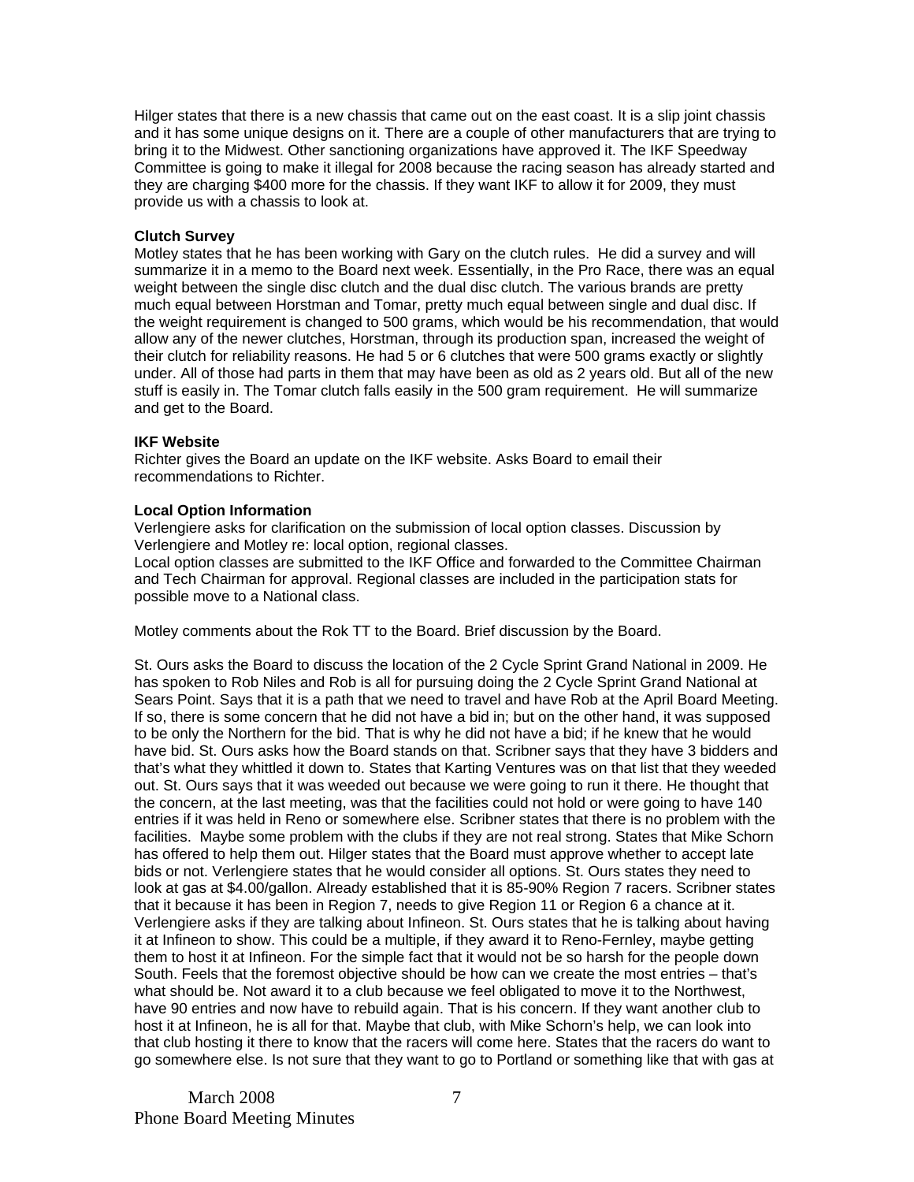Hilger states that there is a new chassis that came out on the east coast. It is a slip joint chassis and it has some unique designs on it. There are a couple of other manufacturers that are trying to bring it to the Midwest. Other sanctioning organizations have approved it. The IKF Speedway Committee is going to make it illegal for 2008 because the racing season has already started and they are charging $400 more for the chassis. If they want IKF to allow it for 2009, they must provide us with a chassis to look at.

**Clutch Survey**
Motley states that he has been working with Gary on the clutch rules. He did a survey and will summarize it in a memo to the Board next week. Essentially, in the Pro Race, there was an equal weight between the single disc clutch and the dual disc clutch. The various brands are pretty much equal between Horstman and Tomar, pretty much equal between single and dual disc. If the weight requirement is changed to 500 grams, which would be his recommendation, that would allow any of the newer clutches, Horstman, through its production span, increased the weight of their clutch for reliability reasons. He had 5 or 6 clutches that were 500 grams exactly or slightly under. All of those had parts in them that may have been as old as 2 years old. But all of the new stuff is easily in. The Tomar clutch falls easily in the 500 gram requirement. He will summarize and get to the Board.

**IKF Website**
Richter gives the Board an update on the IKF website. Asks Board to email their recommendations to Richter.

**Local Option Information**
Verlengiere asks for clarification on the submission of local option classes. Discussion by Verlengiere and Motley re: local option, regional classes.
Local option classes are submitted to the IKF Office and forwarded to the Committee Chairman and Tech Chairman for approval. Regional classes are included in the participation stats for possible move to a National class.

Motley comments about the Rok TT to the Board. Brief discussion by the Board.

St. Ours asks the Board to discuss the location of the 2 Cycle Sprint Grand National in 2009. He has spoken to Rob Niles and Rob is all for pursuing doing the 2 Cycle Sprint Grand National at Sears Point. Says that it is a path that we need to travel and have Rob at the April Board Meeting. If so, there is some concern that he did not have a bid in; but on the other hand, it was supposed to be only the Northern for the bid. That is why he did not have a bid; if he knew that he would have bid. St. Ours asks how the Board stands on that. Scribner says that they have 3 bidders and that's what they whittled it down to. States that Karting Ventures was on that list that they weeded out. St. Ours says that it was weeded out because we were going to run it there. He thought that the concern, at the last meeting, was that the facilities could not hold or were going to have 140 entries if it was held in Reno or somewhere else. Scribner states that there is no problem with the facilities. Maybe some problem with the clubs if they are not real strong. States that Mike Schorn has offered to help them out. Hilger states that the Board must approve whether to accept late bids or not. Verlengiere states that he would consider all options. St. Ours states they need to look at gas at $4.00/gallon. Already established that it is 85-90% Region 7 racers. Scribner states that it because it has been in Region 7, needs to give Region 11 or Region 6 a chance at it. Verlengiere asks if they are talking about Infineon. St. Ours states that he is talking about having it at Infineon to show. This could be a multiple, if they award it to Reno-Fernley, maybe getting them to host it at Infineon. For the simple fact that it would not be so harsh for the people down South. Feels that the foremost objective should be how can we create the most entries – that's what should be. Not award it to a club because we feel obligated to move it to the Northwest, have 90 entries and now have to rebuild again. That is his concern. If they want another club to host it at Infineon, he is all for that. Maybe that club, with Mike Schorn's help, we can look into that club hosting it there to know that the racers will come here. States that the racers do want to go somewhere else. Is not sure that they want to go to Portland or something like that with gas at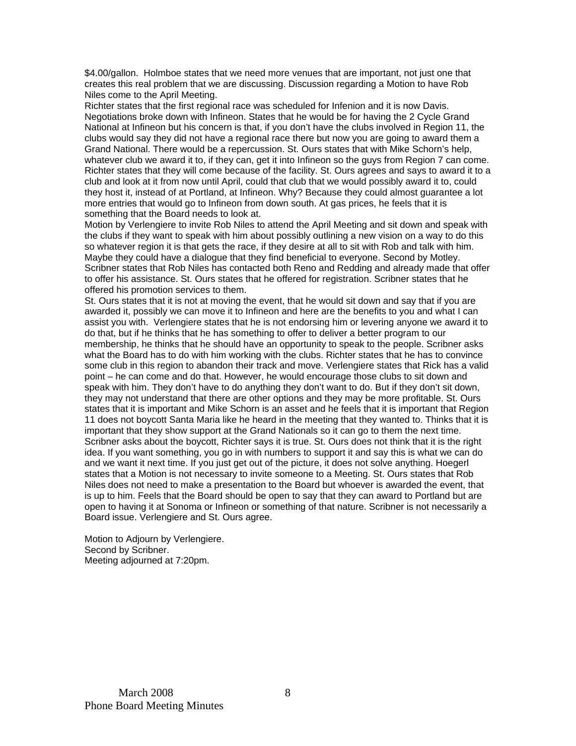$4.00/gallon. Holmboe states that we need more venues that are important, not just one that creates this real problem that we are discussing. Discussion regarding a Motion to have Rob Niles come to the April Meeting.

Richter states that the first regional race was scheduled for Infenion and it is now Davis. Negotiations broke down with Infineon. States that he would be for having the 2 Cycle Grand National at Infineon but his concern is that, if you don't have the clubs involved in Region 11, the clubs would say they did not have a regional race there but now you are going to award them a Grand National. There would be a repercussion. St. Ours states that with Mike Schorn's help, whatever club we award it to, if they can, get it into Infineon so the guys from Region 7 can come. Richter states that they will come because of the facility. St. Ours agrees and says to award it to a club and look at it from now until April, could that club that we would possibly award it to, could they host it, instead of at Portland, at Infineon. Why? Because they could almost guarantee a lot more entries that would go to Infineon from down south. At gas prices, he feels that it is something that the Board needs to look at.

Motion by Verlengiere to invite Rob Niles to attend the April Meeting and sit down and speak with the clubs if they want to speak with him about possibly outlining a new vision on a way to do this so whatever region it is that gets the race, if they desire at all to sit with Rob and talk with him. Maybe they could have a dialogue that they find beneficial to everyone. Second by Motley. Scribner states that Rob Niles has contacted both Reno and Redding and already made that offer to offer his assistance. St. Ours states that he offered for registration. Scribner states that he offered his promotion services to them.

St. Ours states that it is not at moving the event, that he would sit down and say that if you are awarded it, possibly we can move it to Infineon and here are the benefits to you and what I can assist you with. Verlengiere states that he is not endorsing him or levering anyone we award it to do that, but if he thinks that he has something to offer to deliver a better program to our membership, he thinks that he should have an opportunity to speak to the people. Scribner asks what the Board has to do with him working with the clubs. Richter states that he has to convince some club in this region to abandon their track and move. Verlengiere states that Rick has a valid point – he can come and do that. However, he would encourage those clubs to sit down and speak with him. They don't have to do anything they don't want to do. But if they don't sit down, they may not understand that there are other options and they may be more profitable. St. Ours states that it is important and Mike Schorn is an asset and he feels that it is important that Region 11 does not boycott Santa Maria like he heard in the meeting that they wanted to. Thinks that it is important that they show support at the Grand Nationals so it can go to them the next time. Scribner asks about the boycott, Richter says it is true. St. Ours does not think that it is the right idea. If you want something, you go in with numbers to support it and say this is what we can do and we want it next time. If you just get out of the picture, it does not solve anything. Hoegerl states that a Motion is not necessary to invite someone to a Meeting. St. Ours states that Rob Niles does not need to make a presentation to the Board but whoever is awarded the event, that is up to him. Feels that the Board should be open to say that they can award to Portland but are open to having it at Sonoma or Infineon or something of that nature. Scribner is not necessarily a Board issue. Verlengiere and St. Ours agree.

Motion to Adjourn by Verlengiere.
Second by Scribner.
Meeting adjourned at 7:20pm.